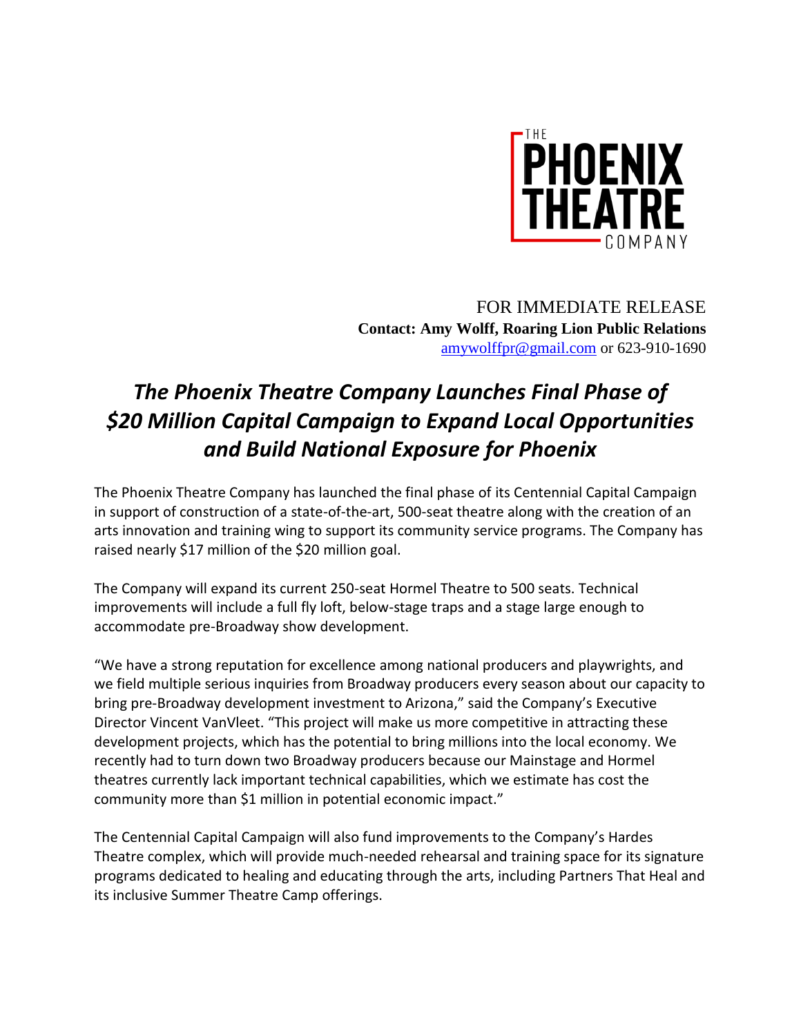FOR IMMEDIATE RELEASE
**Contact: Amy Wolff, Roaring Lion Public Relations**
amywolffpr@gmail.com or 623-910-1690

# *The Phoenix Theatre Company Launches Final Phase of $20 Million Capital Campaign to Expand Local Opportunities and Build National Exposure for Phoenix*

The Phoenix Theatre Company has launched the final phase of its Centennial Capital Campaign in support of construction of a state-of-the-art, 500-seat theatre along with the creation of an arts innovation and training wing to support its community service programs. The Company has raised nearly $17 million of the $20 million goal.

The Company will expand its current 250-seat Hormel Theatre to 500 seats. Technical improvements will include a full fly loft, below-stage traps and a stage large enough to accommodate pre-Broadway show development.

"We have a strong reputation for excellence among national producers and playwrights, and we field multiple serious inquiries from Broadway producers every season about our capacity to bring pre-Broadway development investment to Arizona," said the Company's Executive Director Vincent VanVleet. "This project will make us more competitive in attracting these development projects, which has the potential to bring millions into the local economy. We recently had to turn down two Broadway producers because our Mainstage and Hormel theatres currently lack important technical capabilities, which we estimate has cost the community more than $1 million in potential economic impact."

The Centennial Capital Campaign will also fund improvements to the Company's Hardes Theatre complex, which will provide much-needed rehearsal and training space for its signature programs dedicated to healing and educating through the arts, including Partners That Heal and its inclusive Summer Theatre Camp offerings.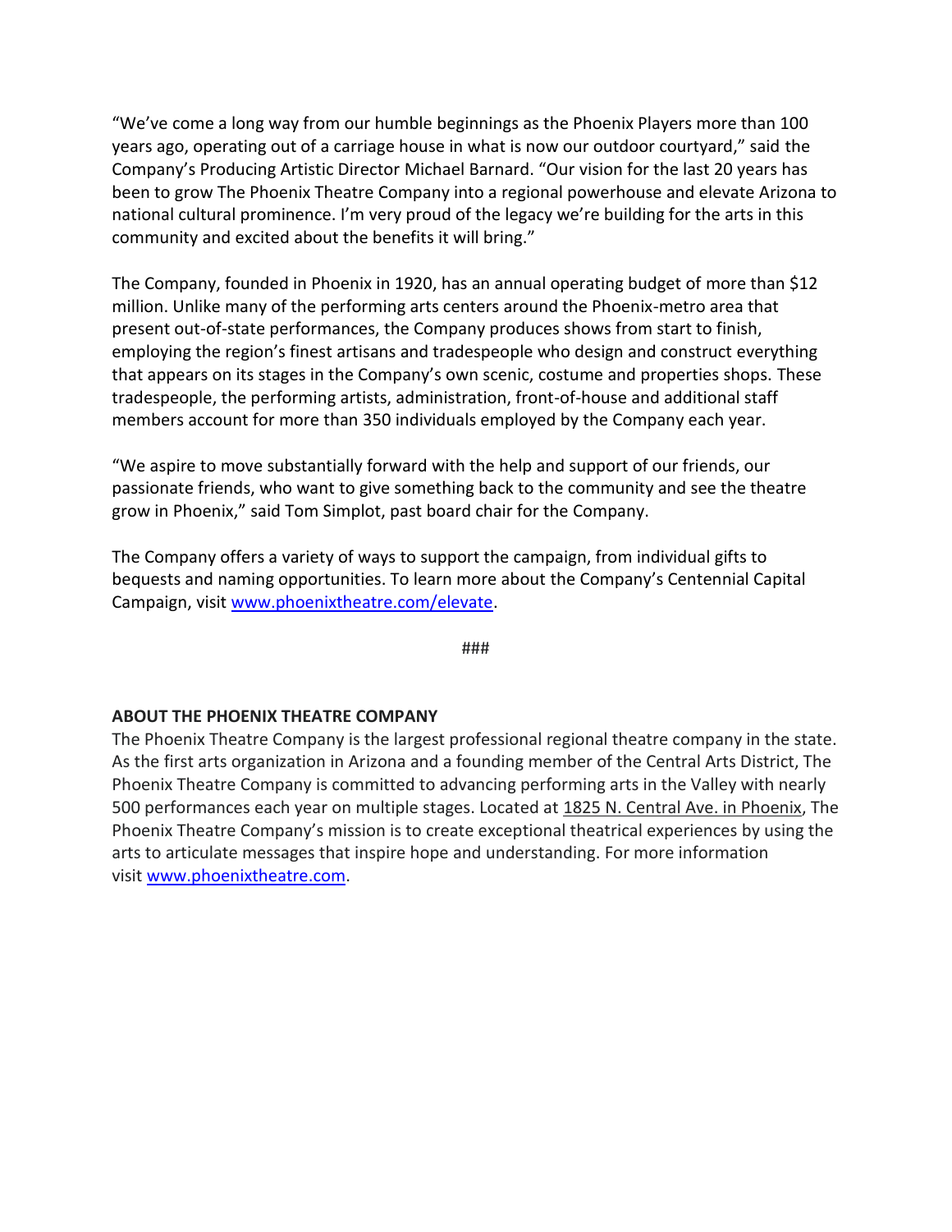"We've come a long way from our humble beginnings as the Phoenix Players more than 100 years ago, operating out of a carriage house in what is now our outdoor courtyard," said the Company's Producing Artistic Director Michael Barnard. "Our vision for the last 20 years has been to grow The Phoenix Theatre Company into a regional powerhouse and elevate Arizona to national cultural prominence. I'm very proud of the legacy we're building for the arts in this community and excited about the benefits it will bring."

The Company, founded in Phoenix in 1920, has an annual operating budget of more than $12 million. Unlike many of the performing arts centers around the Phoenix-metro area that present out-of-state performances, the Company produces shows from start to finish, employing the region's finest artisans and tradespeople who design and construct everything that appears on its stages in the Company's own scenic, costume and properties shops. These tradespeople, the performing artists, administration, front-of-house and additional staff members account for more than 350 individuals employed by the Company each year.

"We aspire to move substantially forward with the help and support of our friends, our passionate friends, who want to give something back to the community and see the theatre grow in Phoenix," said Tom Simplot, past board chair for the Company.

The Company offers a variety of ways to support the campaign, from individual gifts to bequests and naming opportunities. To learn more about the Company's Centennial Capital Campaign, visit [www.phoenixtheatre.com/elevate](www.phoenixtheatre.com/elevate).

###

**ABOUT THE PHOENIX THEATRE COMPANY**

The Phoenix Theatre Company is the largest professional regional theatre company in the state. As the first arts organization in Arizona and a founding member of the Central Arts District, The Phoenix Theatre Company is committed to advancing performing arts in the Valley with nearly 500 performances each year on multiple stages. Located at 1825 N. Central Ave. in Phoenix, The Phoenix Theatre Company's mission is to create exceptional theatrical experiences by using the arts to articulate messages that inspire hope and understanding. For more information visit [www.phoenixtheatre.com](www.phoenixtheatre.com).